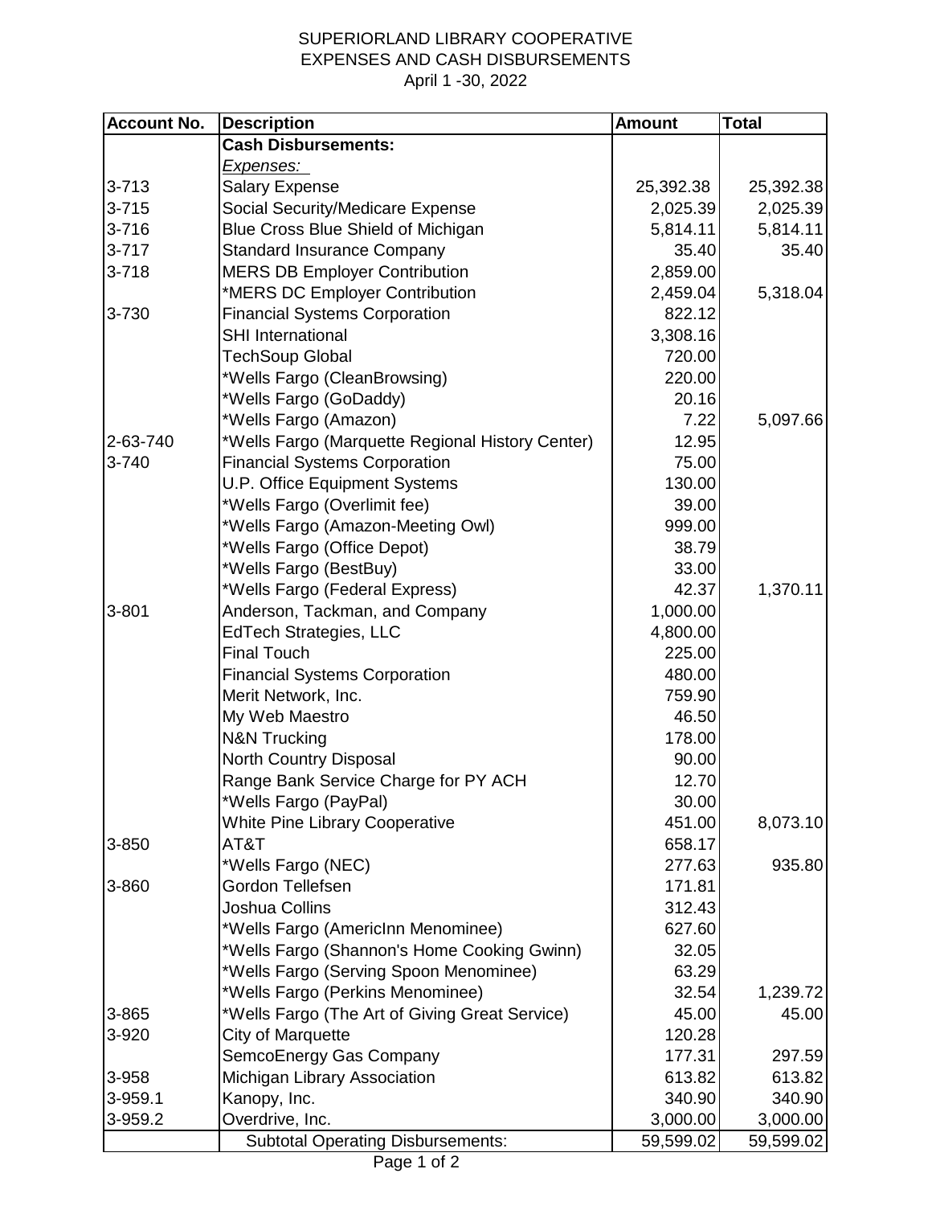# SUPERIORLAND LIBRARY COOPERATIVE
## EXPENSES AND CASH DISBURSEMENTS
### April 1 -30, 2022

| Account No. | Description | Amount | Total |
|---|---|---|---|
| | **Cash Disbursements:** | | |
| | *Expenses:* | | |
| 3-713 | Salary Expense | 25,392.38 | 25,392.38 |
| 3-715 | Social Security/Medicare Expense | 2,025.39 | 2,025.39 |
| 3-716 | Blue Cross Blue Shield of Michigan | 5,814.11 | 5,814.11 |
| 3-717 | Standard Insurance Company | 35.40 | 35.40 |
| 3-718 | MERS DB Employer Contribution | 2,859.00 | |
| | *MERS DC Employer Contribution | 2,459.04 | 5,318.04 |
| 3-730 | Financial Systems Corporation | 822.12 | |
| | SHI International | 3,308.16 | |
| | TechSoup Global | 720.00 | |
| | *Wells Fargo (CleanBrowsing) | 220.00 | |
| | *Wells Fargo (GoDaddy) | 20.16 | |
| | *Wells Fargo (Amazon) | 7.22 | 5,097.66 |
| 2-63-740 | *Wells Fargo (Marquette Regional History Center) | 12.95 | |
| 3-740 | Financial Systems Corporation | 75.00 | |
| | U.P. Office Equipment Systems | 130.00 | |
| | *Wells Fargo (Overlimit fee) | 39.00 | |
| | *Wells Fargo (Amazon-Meeting Owl) | 999.00 | |
| | *Wells Fargo (Office Depot) | 38.79 | |
| | *Wells Fargo (BestBuy) | 33.00 | |
| | *Wells Fargo (Federal Express) | 42.37 | 1,370.11 |
| 3-801 | Anderson, Tackman, and Company | 1,000.00 | |
| | EdTech Strategies, LLC | 4,800.00 | |
| | Final Touch | 225.00 | |
| | Financial Systems Corporation | 480.00 | |
| | Merit Network, Inc. | 759.90 | |
| | My Web Maestro | 46.50 | |
| | N&N Trucking | 178.00 | |
| | North Country Disposal | 90.00 | |
| | Range Bank Service Charge for PY ACH | 12.70 | |
| | *Wells Fargo (PayPal) | 30.00 | |
| | White Pine Library Cooperative | 451.00 | 8,073.10 |
| 3-850 | AT&T | 658.17 | |
| | *Wells Fargo (NEC) | 277.63 | 935.80 |
| 3-860 | Gordon Tellefsen | 171.81 | |
| | Joshua Collins | 312.43 | |
| | *Wells Fargo (AmericInn Menominee) | 627.60 | |
| | *Wells Fargo (Shannon's Home Cooking Gwinn) | 32.05 | |
| | *Wells Fargo (Serving Spoon Menominee) | 63.29 | |
| | *Wells Fargo (Perkins Menominee) | 32.54 | 1,239.72 |
| 3-865 | *Wells Fargo (The Art of Giving Great Service) | 45.00 | 45.00 |
| 3-920 | City of Marquette | 120.28 | |
| | SemcoEnergy Gas Company | 177.31 | 297.59 |
| 3-958 | Michigan Library Association | 613.82 | 613.82 |
| 3-959.1 | Kanopy, Inc. | 340.90 | 340.90 |
| 3-959.2 | Overdrive, Inc. | 3,000.00 | 3,000.00 |
| | Subtotal Operating Disbursements: | 59,599.02 | 59,599.02 |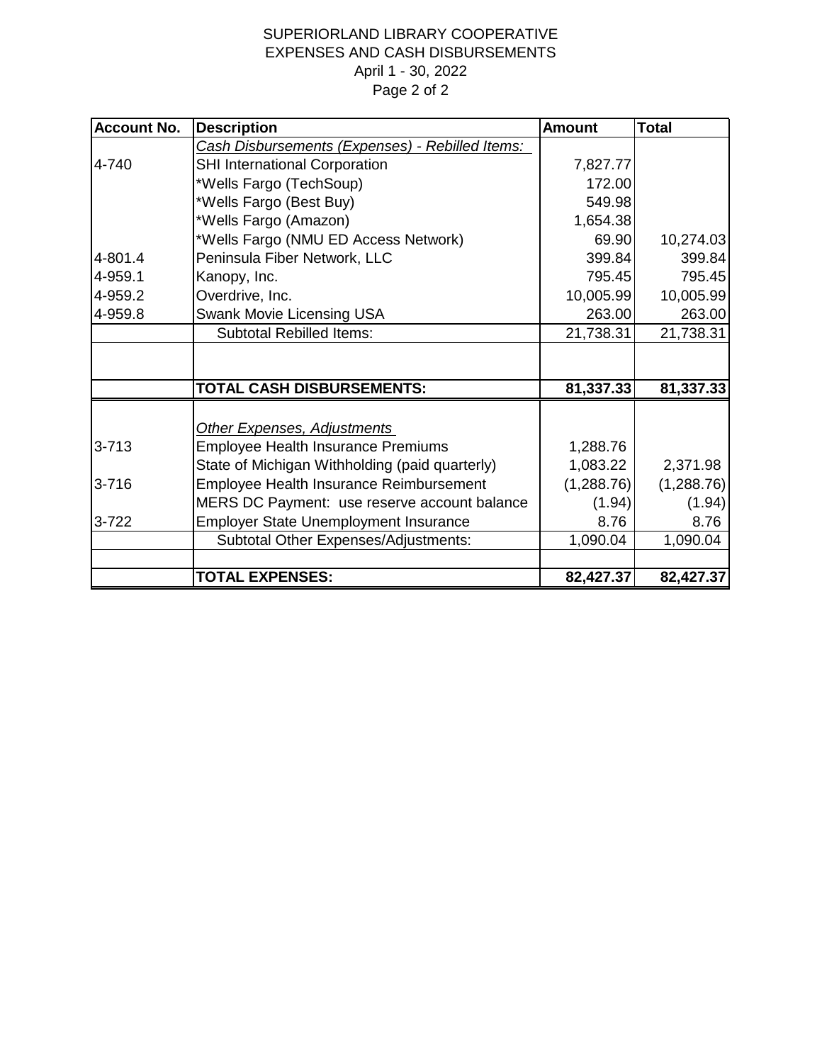# SUPERIORLAND LIBRARY COOPERATIVE
## EXPENSES AND CASH DISBURSEMENTS
April 1 - 30, 2022

| Account No. | Description | Amount | Total |
|---|---|---|---|
| | *Cash Disbursements (Expenses) - Rebilled Items:* | | |
| 4-740 | SHI International Corporation | 7,827.77 | |
| | *Wells Fargo (TechSoup) | 172.00 | |
| | *Wells Fargo (Best Buy) | 549.98 | |
| | *Wells Fargo (Amazon) | 1,654.38 | |
| | *Wells Fargo (NMU ED Access Network) | 69.90 | 10,274.03 |
| 4-801.4 | Peninsula Fiber Network, LLC | 399.84 | 399.84 |
| 4-959.1 | Kanopy, Inc. | 795.45 | 795.45 |
| 4-959.2 | Overdrive, Inc. | 10,005.99 | 10,005.99 |
| 4-959.8 | Swank Movie Licensing USA | 263.00 | 263.00 |
| | Subtotal Rebilled Items: | 21,738.31 | 21,738.31 |
| | | | |
| | **TOTAL CASH DISBURSEMENTS:** | **81,337.33** | **81,337.33** |
| | | | |
| | *Other Expenses, Adjustments* | | |
| 3-713 | Employee Health Insurance Premiums | 1,288.76 | |
| | State of Michigan Withholding (paid quarterly) | 1,083.22 | 2,371.98 |
| 3-716 | Employee Health Insurance Reimbursement | (1,288.76) | (1,288.76) |
| | MERS DC Payment: use reserve account balance | (1.94) | (1.94) |
| 3-722 | Employer State Unemployment Insurance | 8.76 | 8.76 |
| | Subtotal Other Expenses/Adjustments: | 1,090.04 | 1,090.04 |
| | | | |
| | **TOTAL EXPENSES:** | **82,427.37** | **82,427.37** |